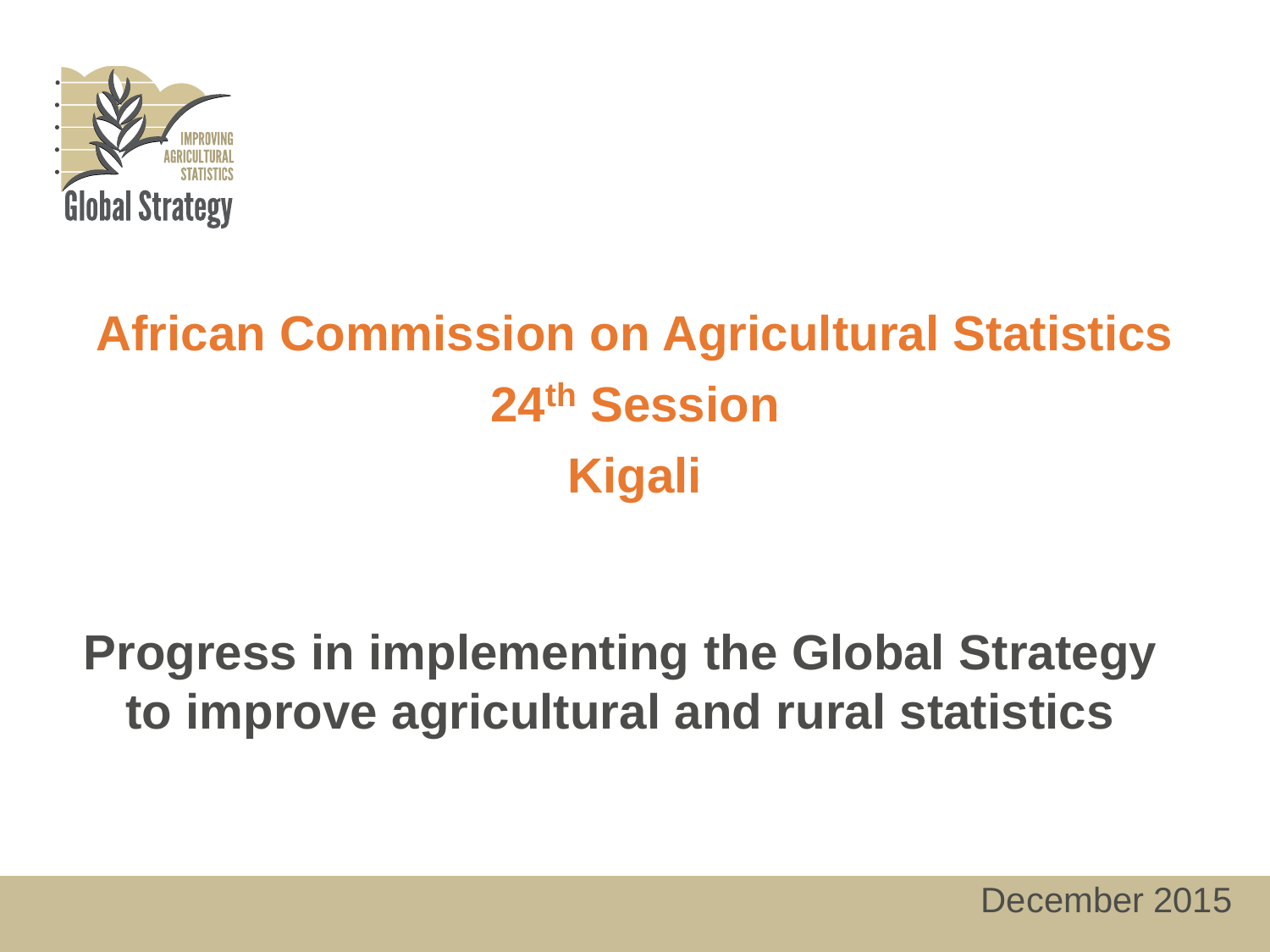# African Commission on Agricultural Statistics

## 24th Session

## Kigali

# Progress in implementing the Global Strategy to improve agricultural and rural statistics

December 2015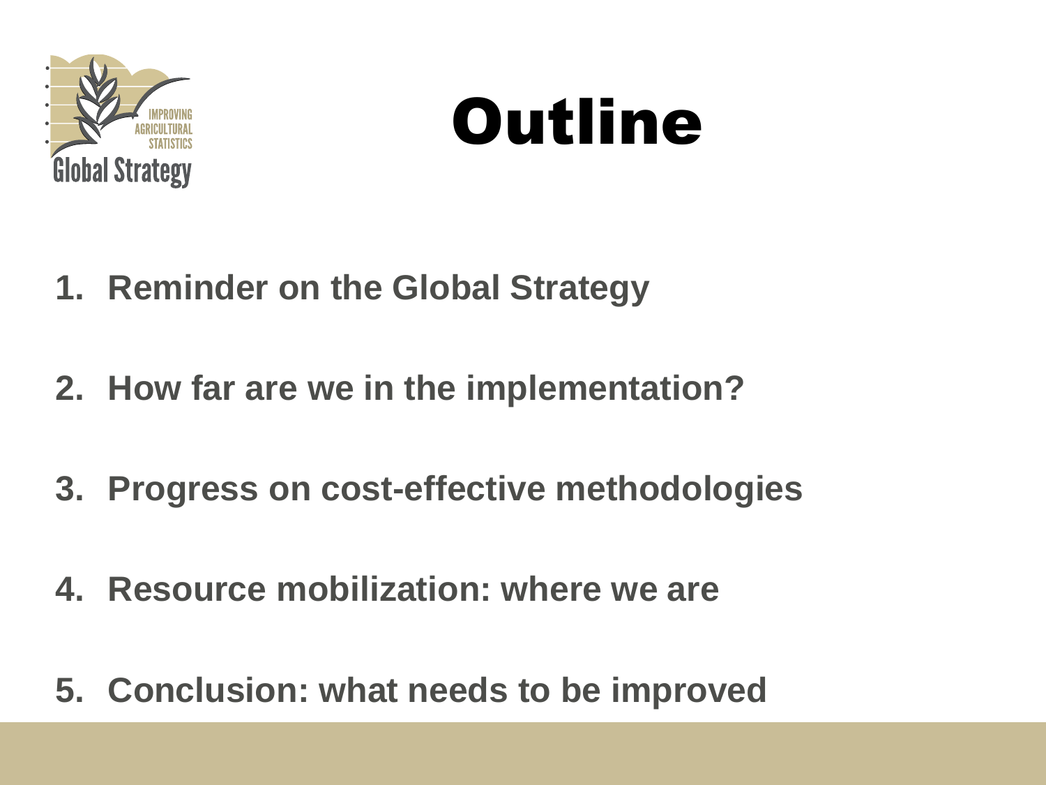# Outline

1. **Reminder on the Global Strategy**
2. **How far are we in the implementation?**
3. **Progress on cost-effective methodologies**
4. **Resource mobilization: where we are**
5. **Conclusion: what needs to be improved**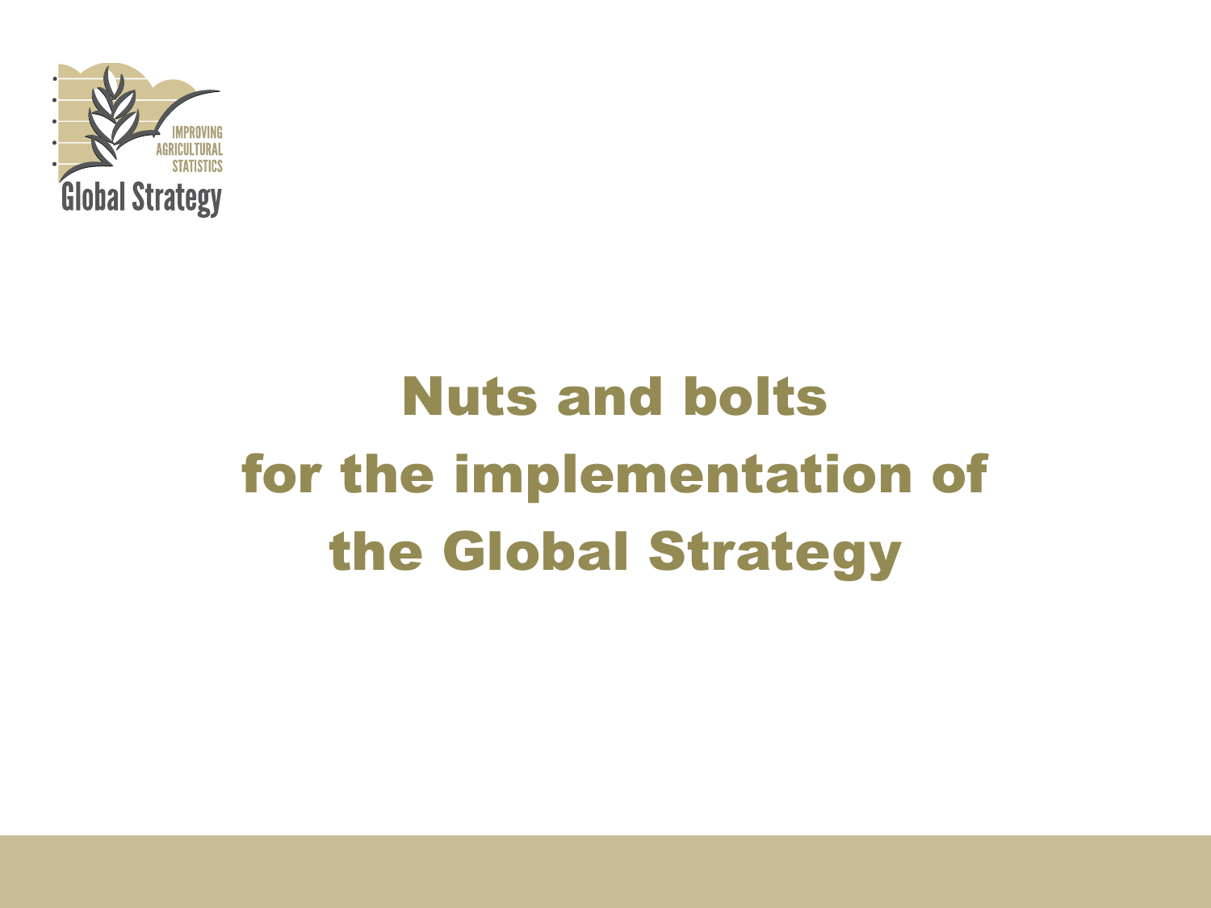# Nuts and bolts for the implementation of the Global Strategy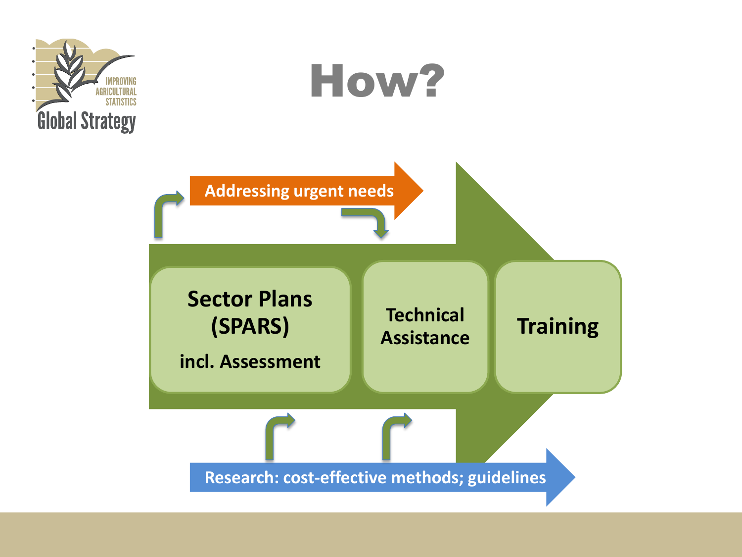# How?

Addressing urgent needs

Sector Plans (SPARS)

incl. Assessment

Technical Assistance

Training

Research: cost-effective methods; guidelines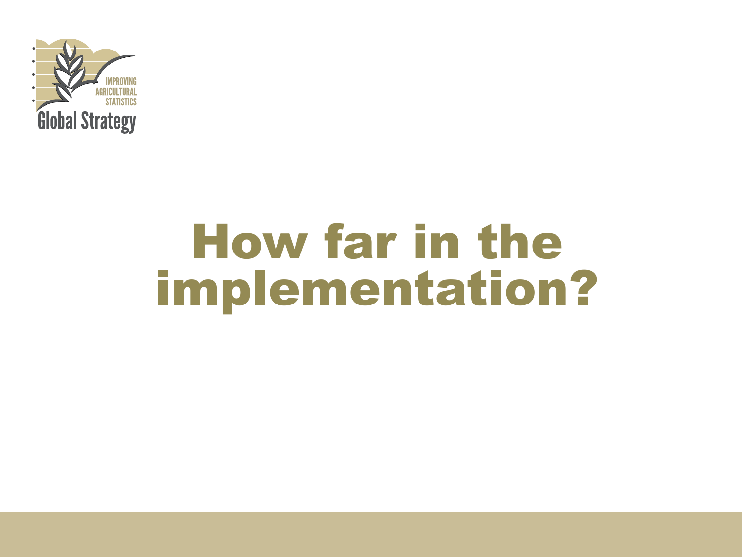# How far in the implementation?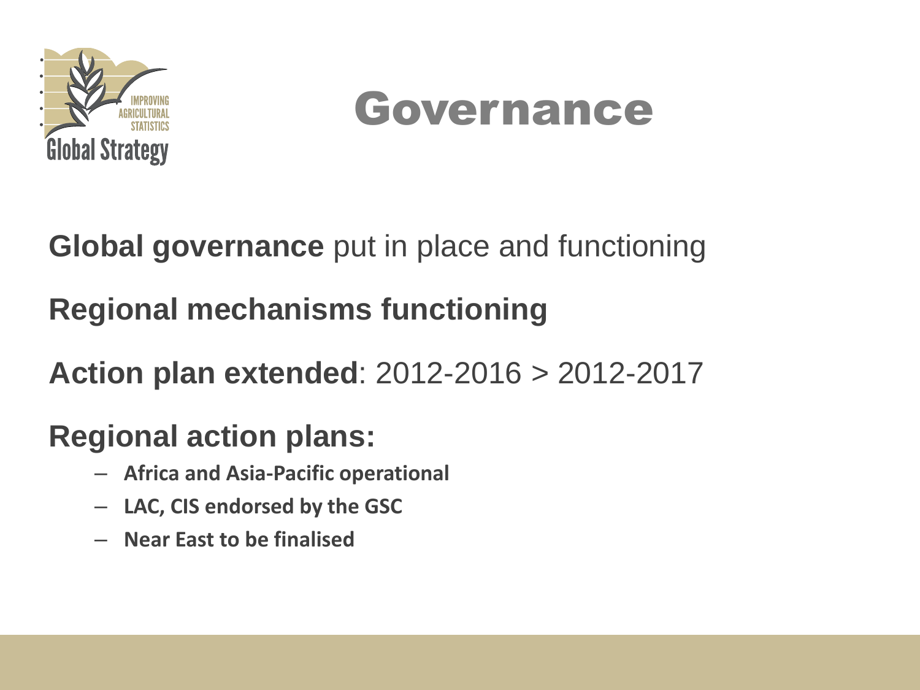# Governance

**Global governance** put in place and functioning

**Regional mechanisms functioning**

**Action plan extended**: 2012-2016 > 2012-2017

## Regional action plans:

- **Africa and Asia-Pacific operational**
- **LAC, CIS endorsed by the GSC**
- **Near East to be finalised**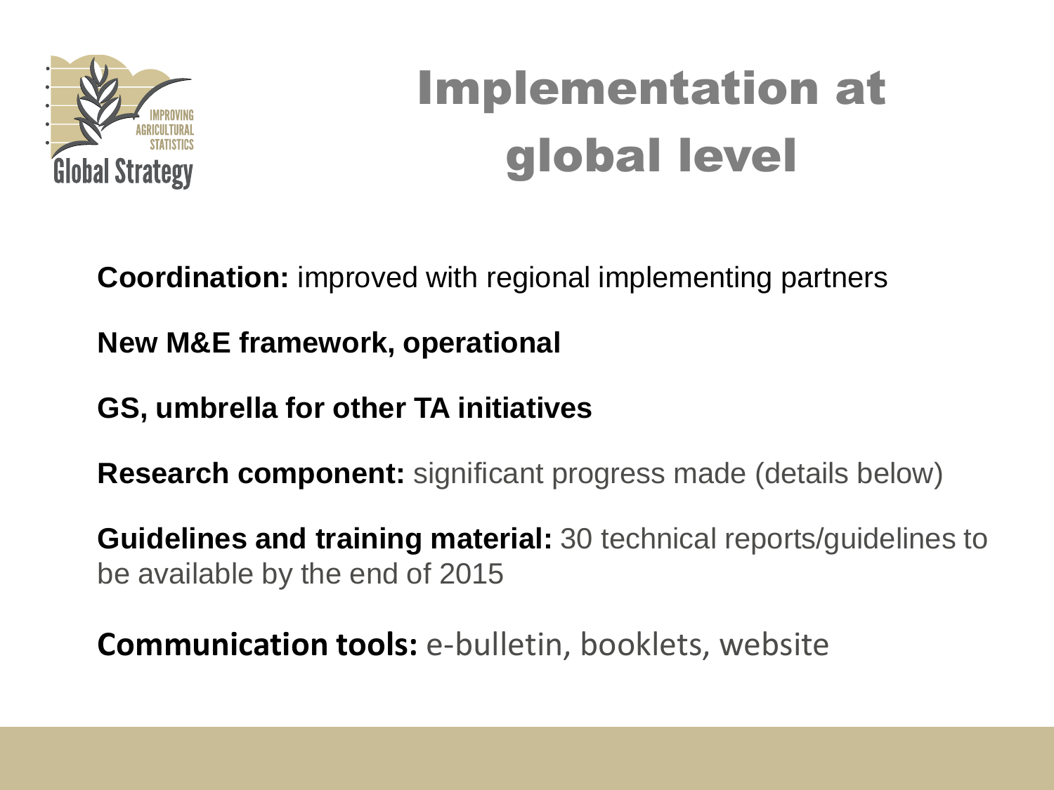# Implementation at global level

**Coordination:** improved with regional implementing partners

**New M&E framework, operational**

**GS, umbrella for other TA initiatives**

**Research component:** significant progress made (details below)

**Guidelines and training material:** 30 technical reports/guidelines to be available by the end of 2015

**Communication tools:** e-bulletin, booklets, website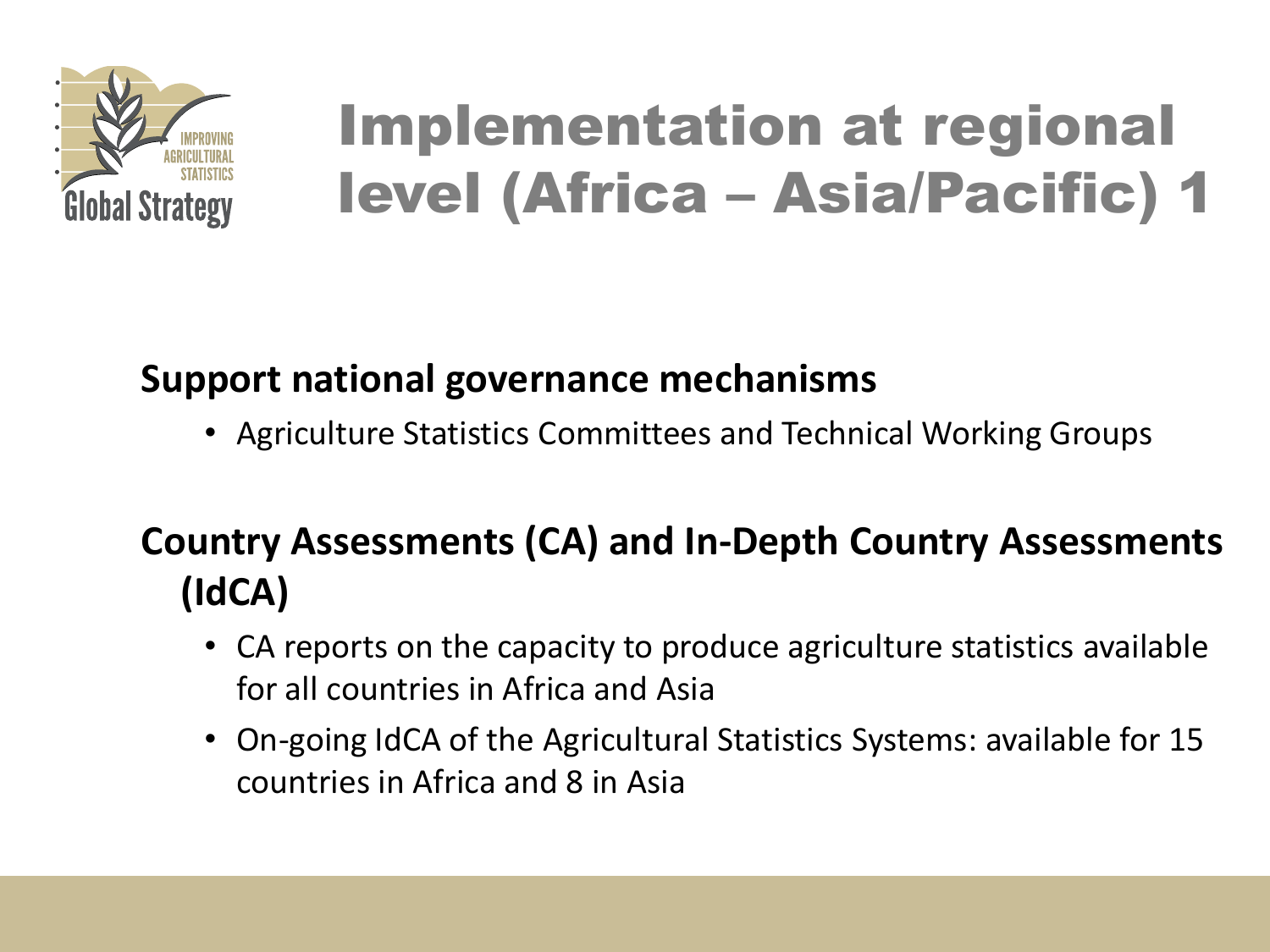# Implementation at regional level (Africa – Asia/Pacific) 1

**Support national governance mechanisms**

- Agriculture Statistics Committees and Technical Working Groups

**Country Assessments (CA) and In-Depth Country Assessments (IdCA)**

- CA reports on the capacity to produce agriculture statistics available for all countries in Africa and Asia
- On-going IdCA of the Agricultural Statistics Systems: available for 15 countries in Africa and 8 in Asia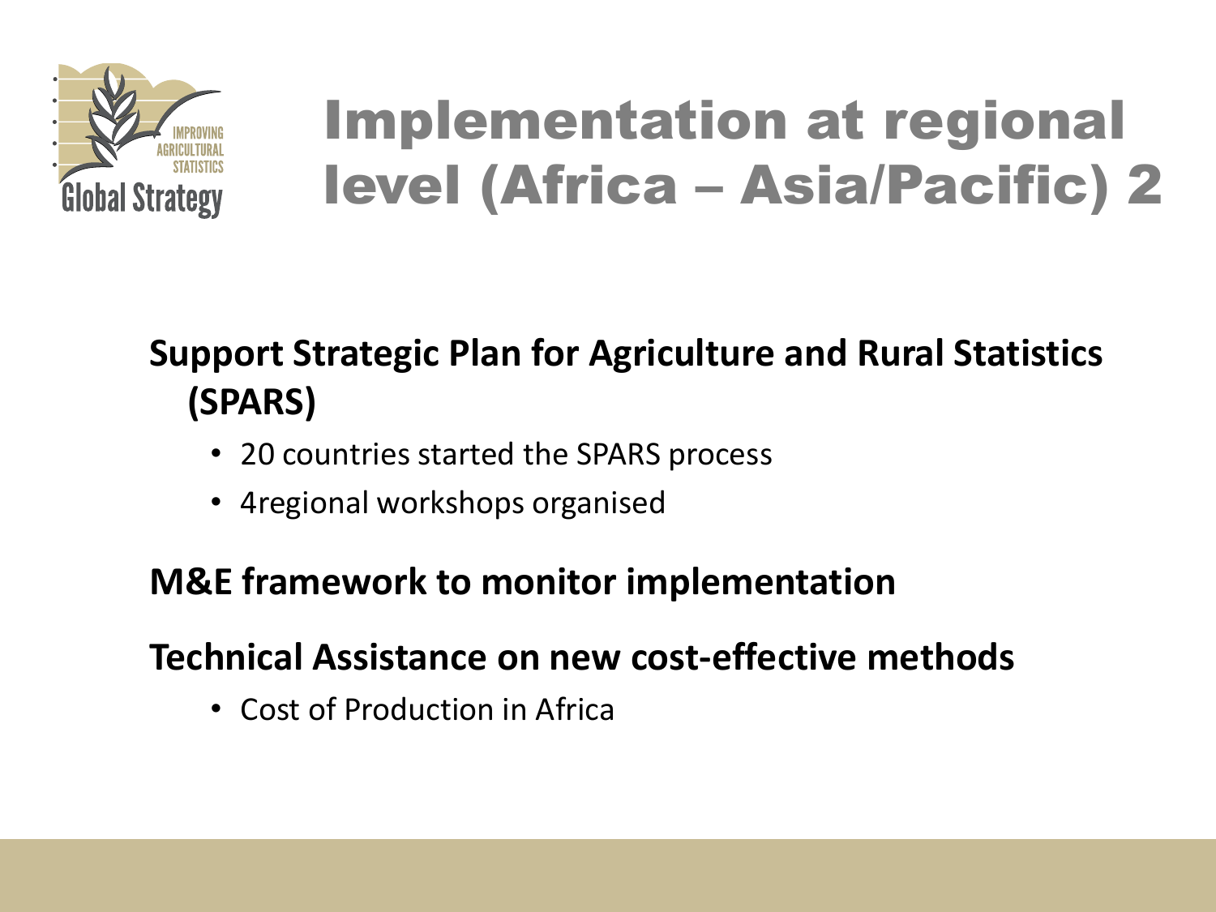# Implementation at regional level (Africa – Asia/Pacific) 2

**Support Strategic Plan for Agriculture and Rural Statistics (SPARS)**

- 20 countries started the SPARS process
- 4regional workshops organised

**M&E framework to monitor implementation**

**Technical Assistance on new cost-effective methods**

- Cost of Production in Africa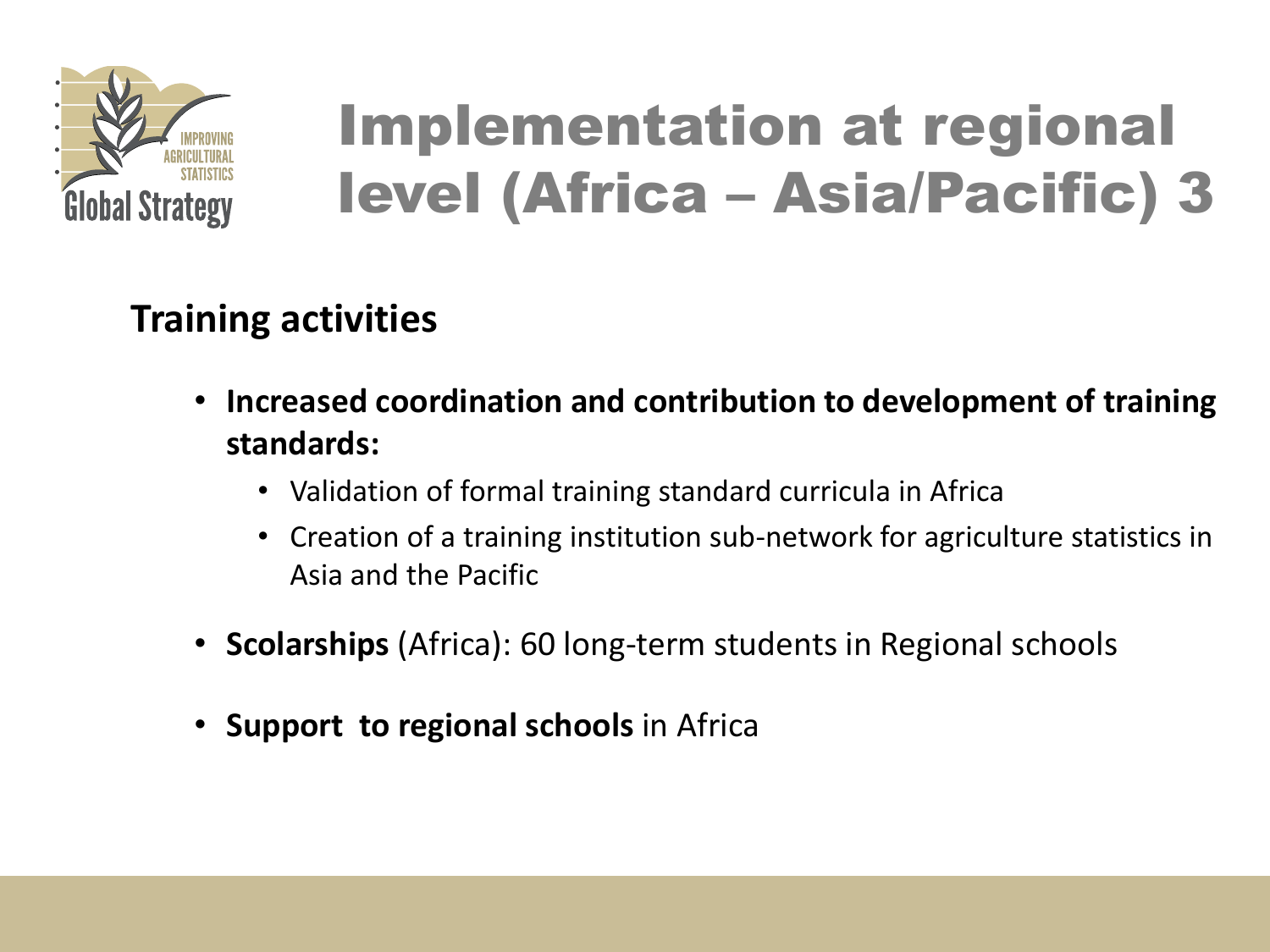# Implementation at regional level (Africa – Asia/Pacific) 3

## Training activities

- **Increased coordination and contribution to development of training standards:**
  - Validation of formal training standard curricula in Africa
  - Creation of a training institution sub-network for agriculture statistics in Asia and the Pacific
- **Scolarships** (Africa): 60 long-term students in Regional schools
- **Support to regional schools** in Africa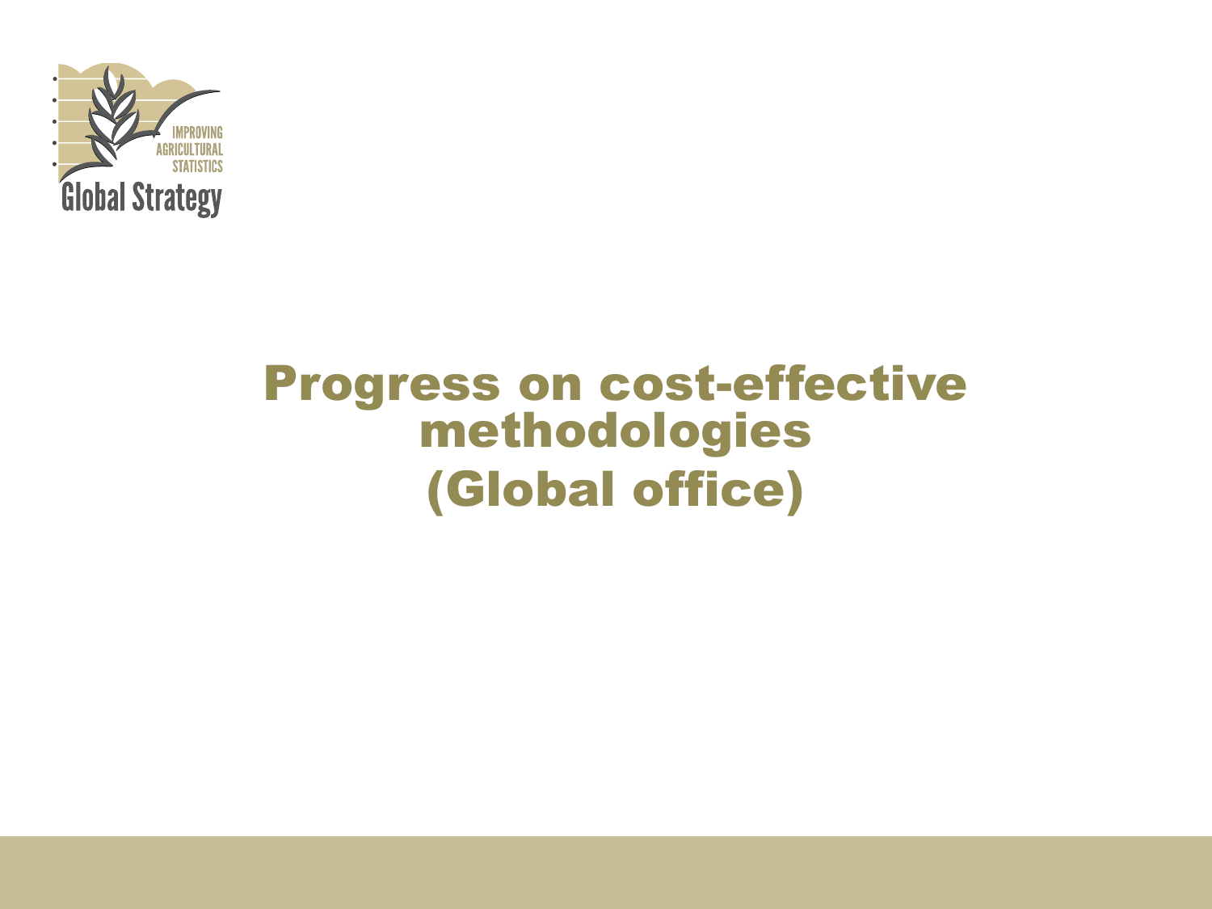# Progress on cost-effective methodologies (Global office)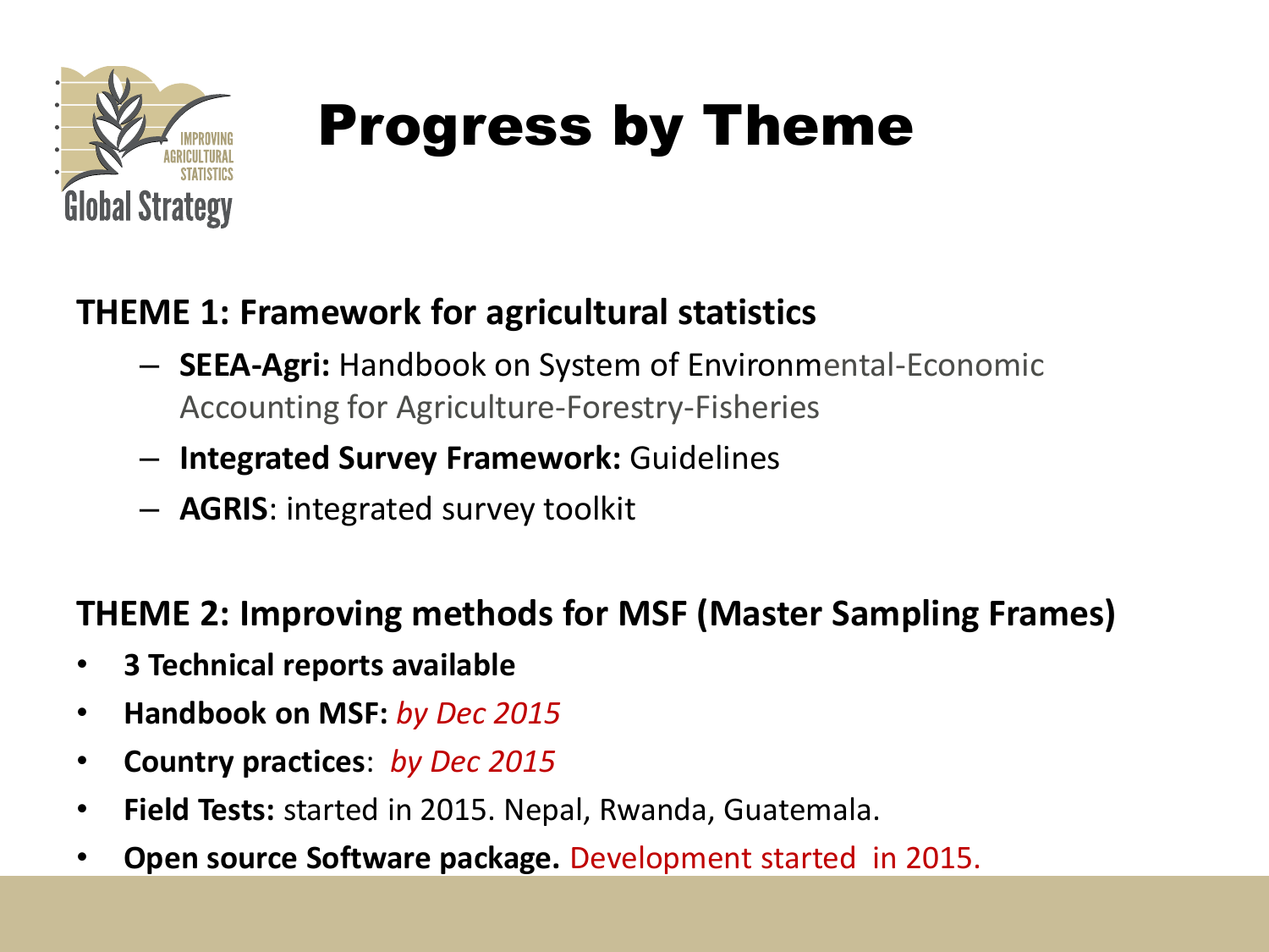# Progress by Theme

**THEME 1: Framework for agricultural statistics**

- **SEEA-Agri:** Handbook on System of Environmental-Economic Accounting for Agriculture-Forestry-Fisheries
- **Integrated Survey Framework:** Guidelines
- **AGRIS**: integrated survey toolkit

**THEME 2: Improving methods for MSF (Master Sampling Frames)**

- **3 Technical reports available**
- **Handbook on MSF:** *by Dec 2015*
- **Country practices**: *by Dec 2015*
- **Field Tests:** started in 2015. Nepal, Rwanda, Guatemala.
- **Open source Software package.** Development started in 2015.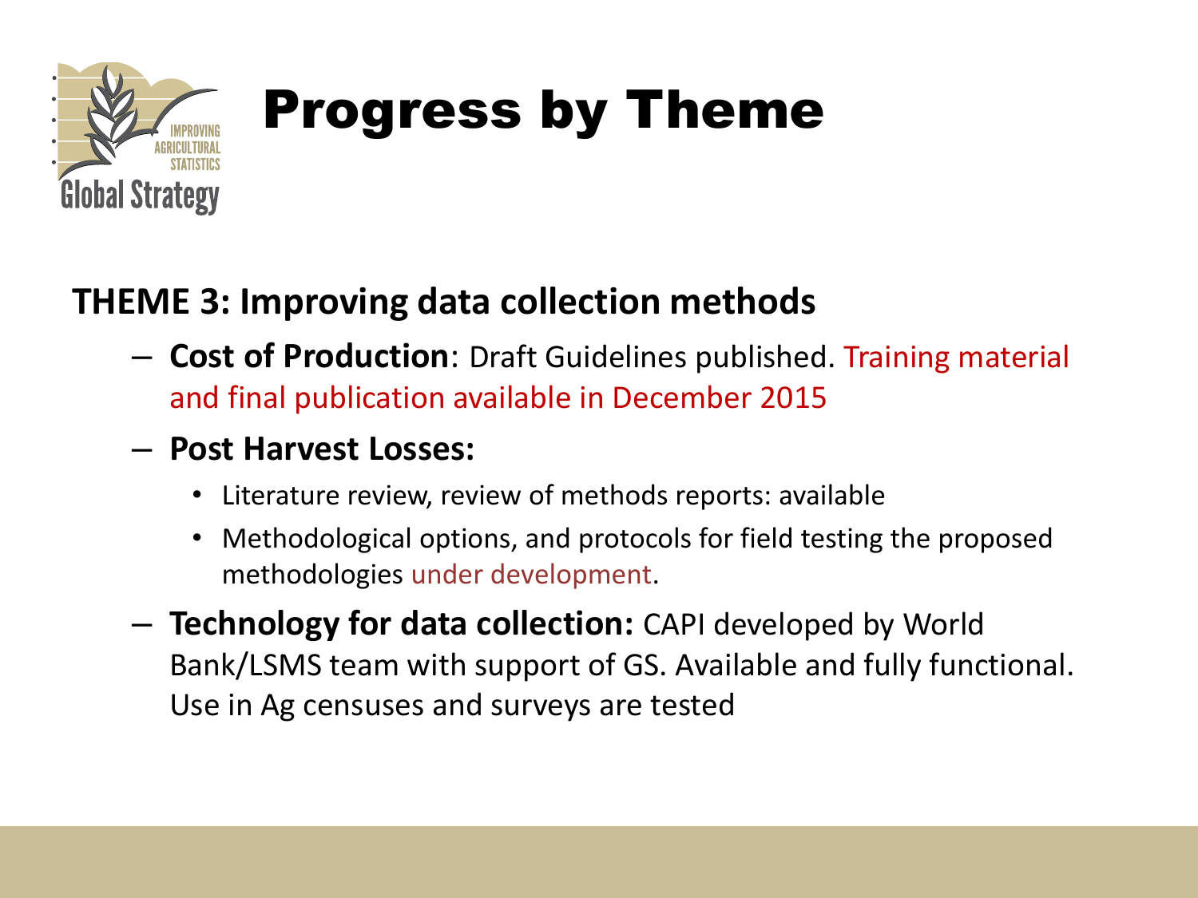# Progress by Theme

**THEME 3: Improving data collection methods**

- **Cost of Production**: Draft Guidelines published. Training material and final publication available in December 2015
- **Post Harvest Losses:**
  - Literature review, review of methods reports: available
  - Methodological options, and protocols for field testing the proposed methodologies under development.
- **Technology for data collection:** CAPI developed by World Bank/LSMS team with support of GS. Available and fully functional. Use in Ag censuses and surveys are tested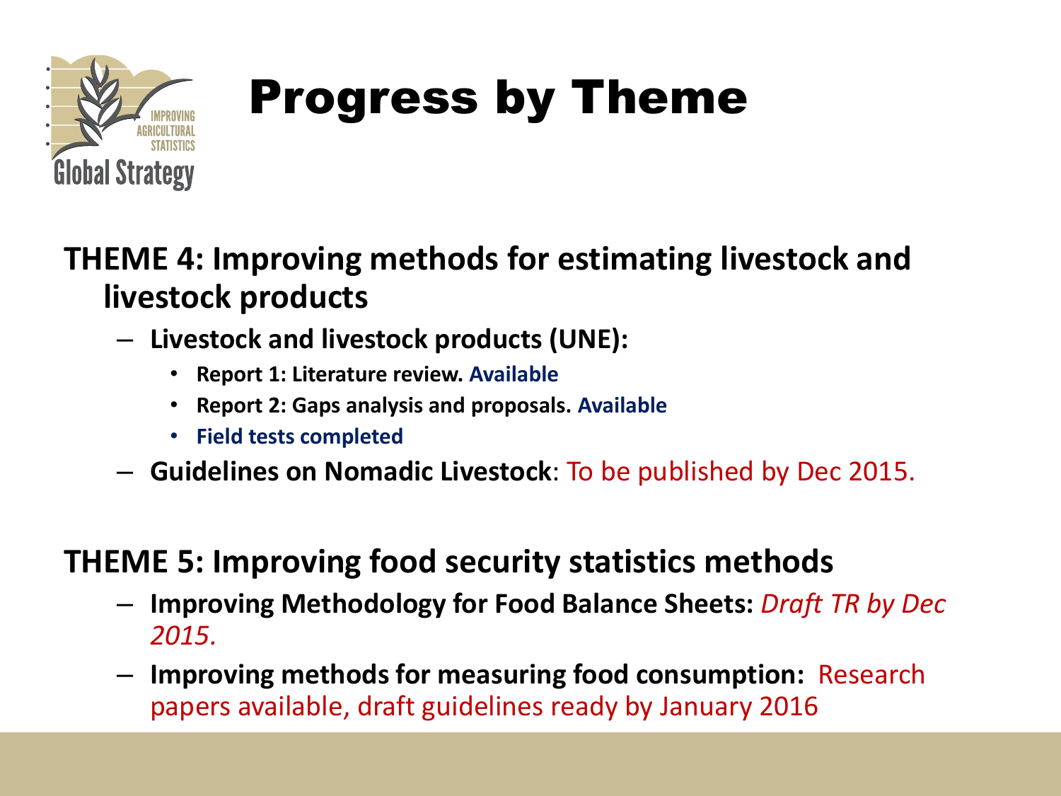# Progress by Theme

**THEME 4: Improving methods for estimating livestock and livestock products**

- **Livestock and livestock products (UNE):**
  - **Report 1: Literature review. Available**
  - **Report 2: Gaps analysis and proposals. Available**
  - **Field tests completed**
- **Guidelines on Nomadic Livestock**: To be published by Dec 2015.

**THEME 5: Improving food security statistics methods**

- **Improving Methodology for Food Balance Sheets:** *Draft TR by Dec 2015.*
- **Improving methods for measuring food consumption:** Research papers available, draft guidelines ready by January 2016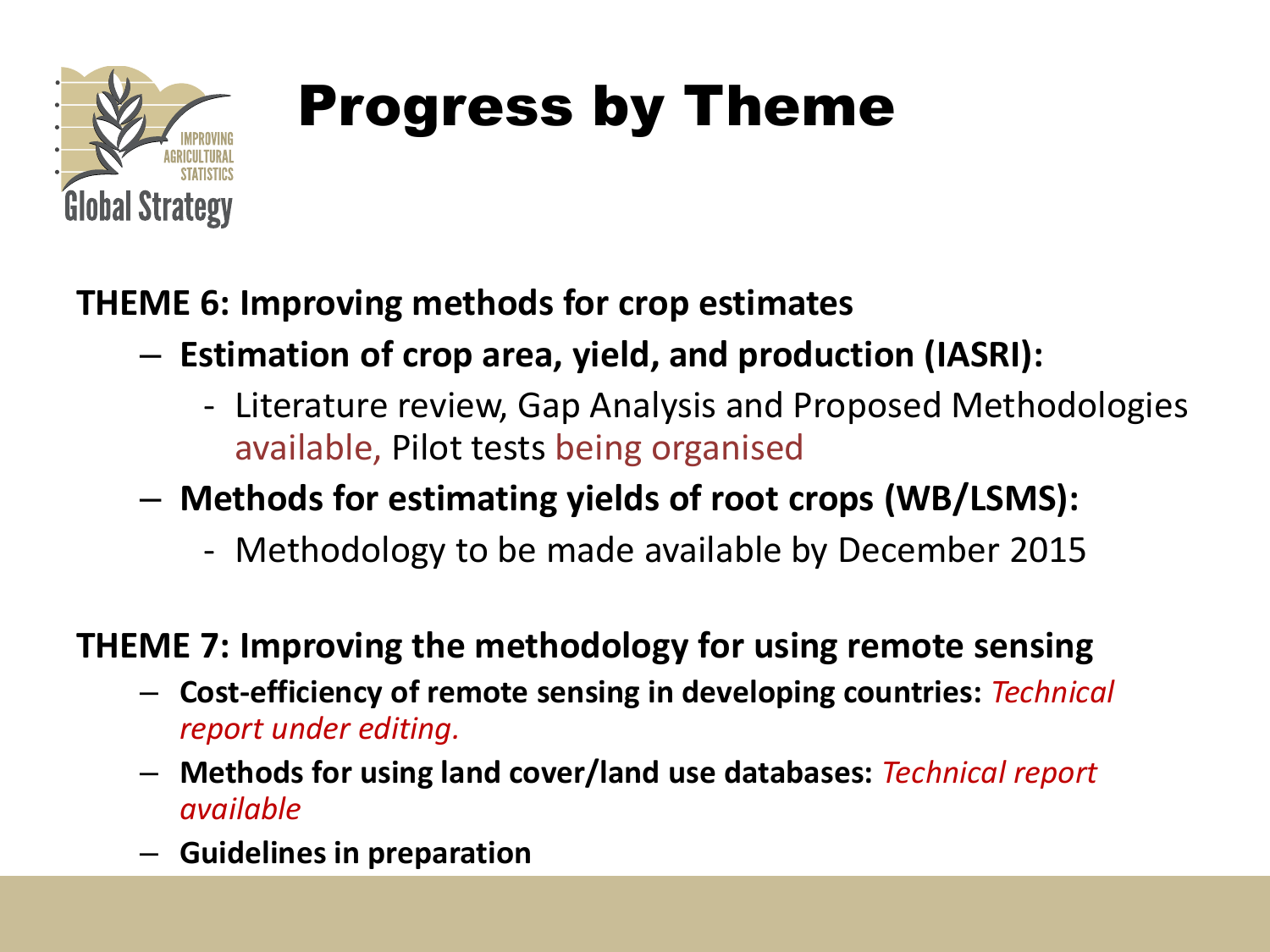# Progress by Theme

**THEME 6: Improving methods for crop estimates**

- **Estimation of crop area, yield, and production (IASRI):**
  - Literature review, Gap Analysis and Proposed Methodologies available, Pilot tests being organised
- **Methods for estimating yields of root crops (WB/LSMS):**
  - Methodology to be made available by December 2015

**THEME 7: Improving the methodology for using remote sensing**

- **Cost-efficiency of remote sensing in developing countries:** *Technical report under editing.*
- **Methods for using land cover/land use databases:** *Technical report available*
- **Guidelines in preparation**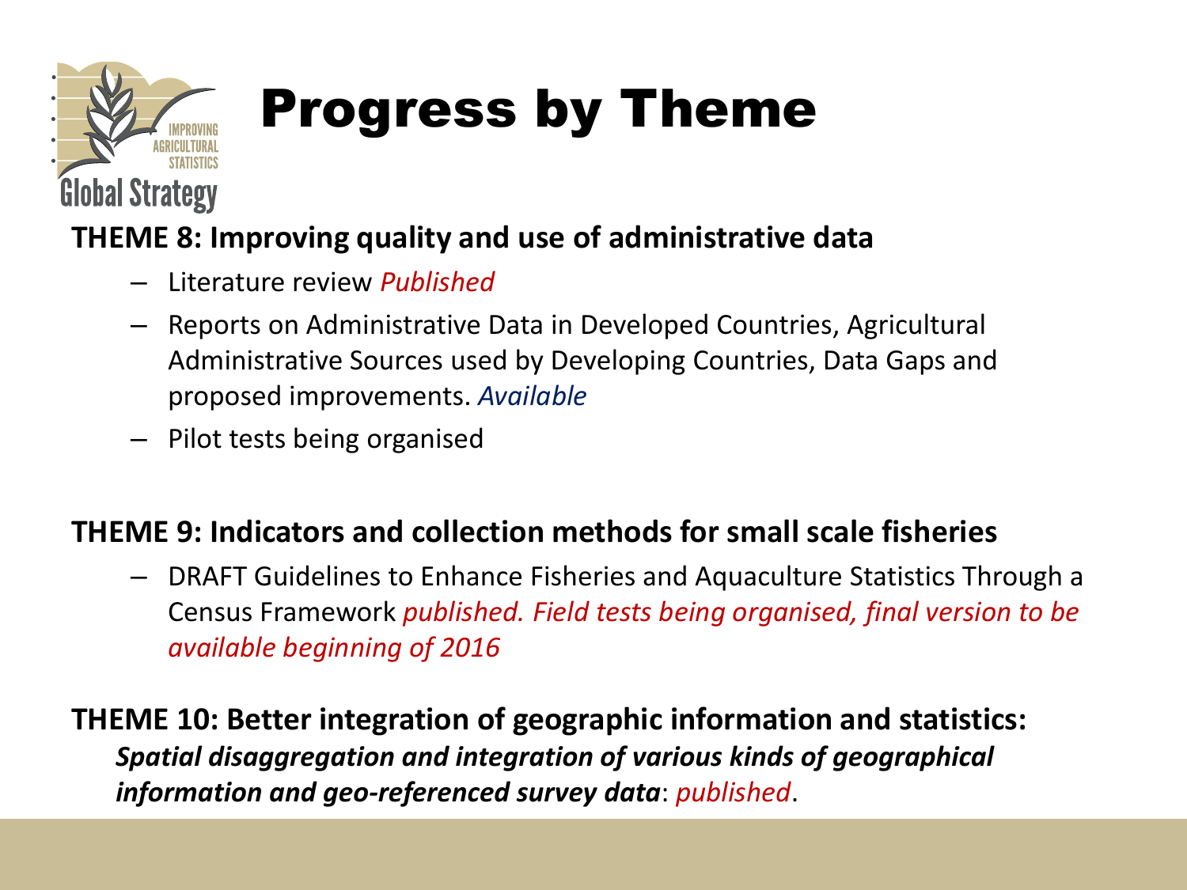# Progress by Theme

**THEME 8: Improving quality and use of administrative data**

- Literature review *Published*
- Reports on Administrative Data in Developed Countries, Agricultural Administrative Sources used by Developing Countries, Data Gaps and proposed improvements. *Available*
- Pilot tests being organised

**THEME 9: Indicators and collection methods for small scale fisheries**

- DRAFT Guidelines to Enhance Fisheries and Aquaculture Statistics Through a Census Framework *published. Field tests being organised, final version to be available beginning of 2016*

**THEME 10: Better integration of geographic information and statistics:**

***Spatial disaggregation and integration of various kinds of geographical information and geo-referenced survey data***: *published*.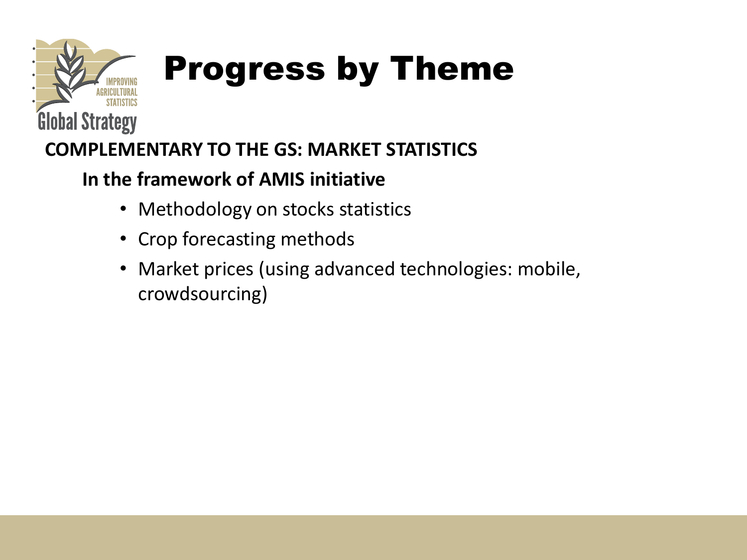# Progress by Theme

**COMPLEMENTARY TO THE GS: MARKET STATISTICS**

**In the framework of AMIS initiative**

- Methodology on stocks statistics
- Crop forecasting methods
- Market prices (using advanced technologies: mobile, crowdsourcing)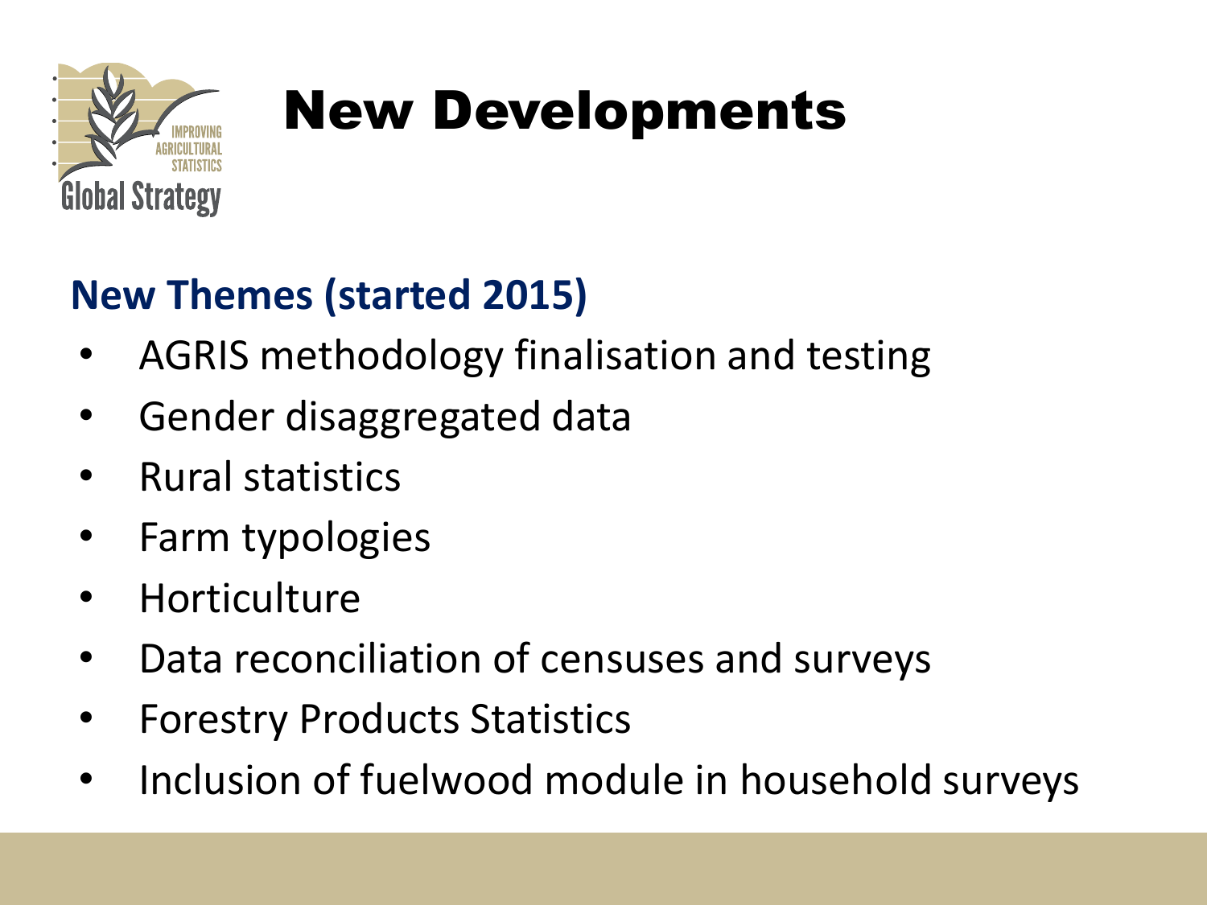# New Developments

## New Themes (started 2015)

- AGRIS methodology finalisation and testing
- Gender disaggregated data
- Rural statistics
- Farm typologies
- Horticulture
- Data reconciliation of censuses and surveys
- Forestry Products Statistics
- Inclusion of fuelwood module in household surveys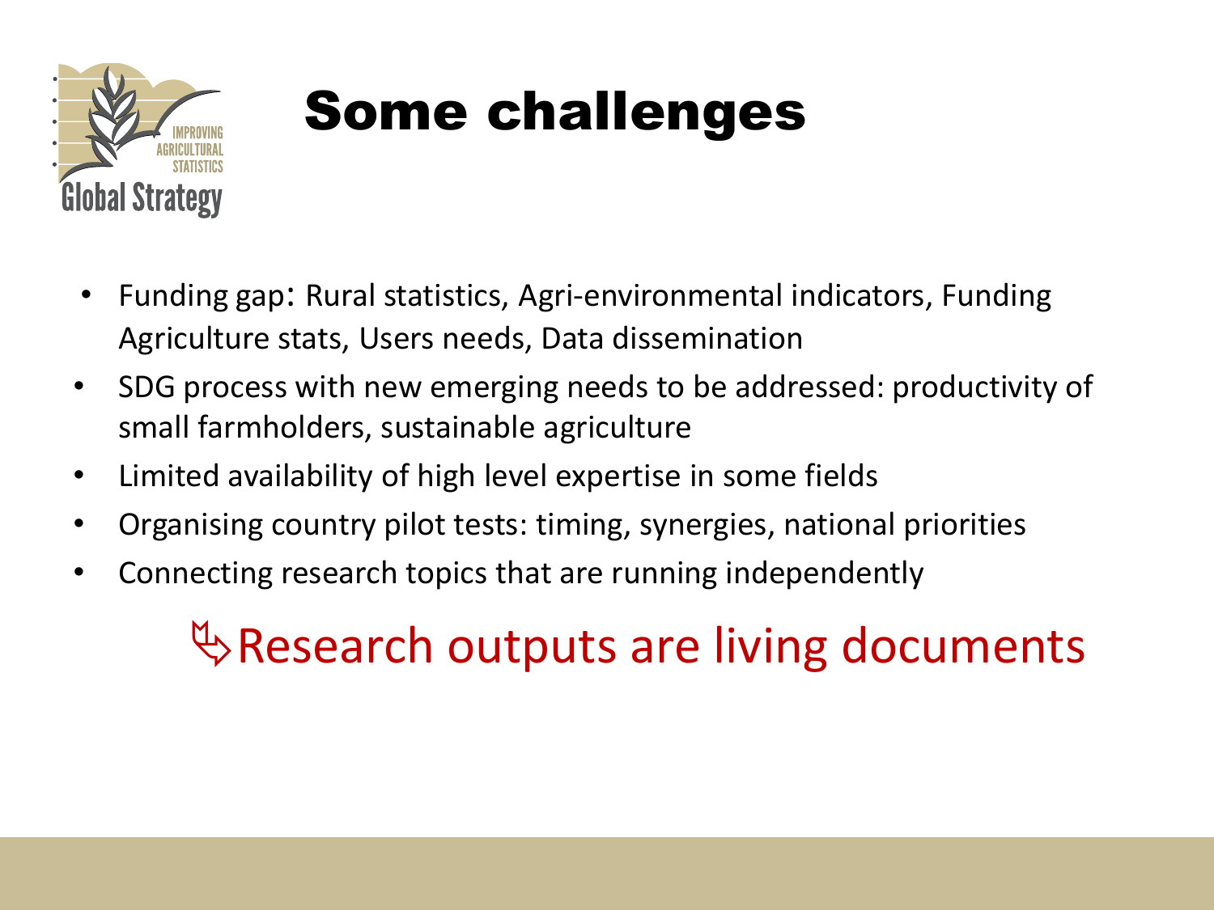# Some challenges

- Funding gap: Rural statistics, Agri-environmental indicators, Funding Agriculture stats, Users needs, Data dissemination
- SDG process with new emerging needs to be addressed: productivity of small farmholders, sustainable agriculture
- Limited availability of high level expertise in some fields
- Organising country pilot tests: timing, synergies, national priorities
- Connecting research topics that are running independently

⇘ Research outputs are living documents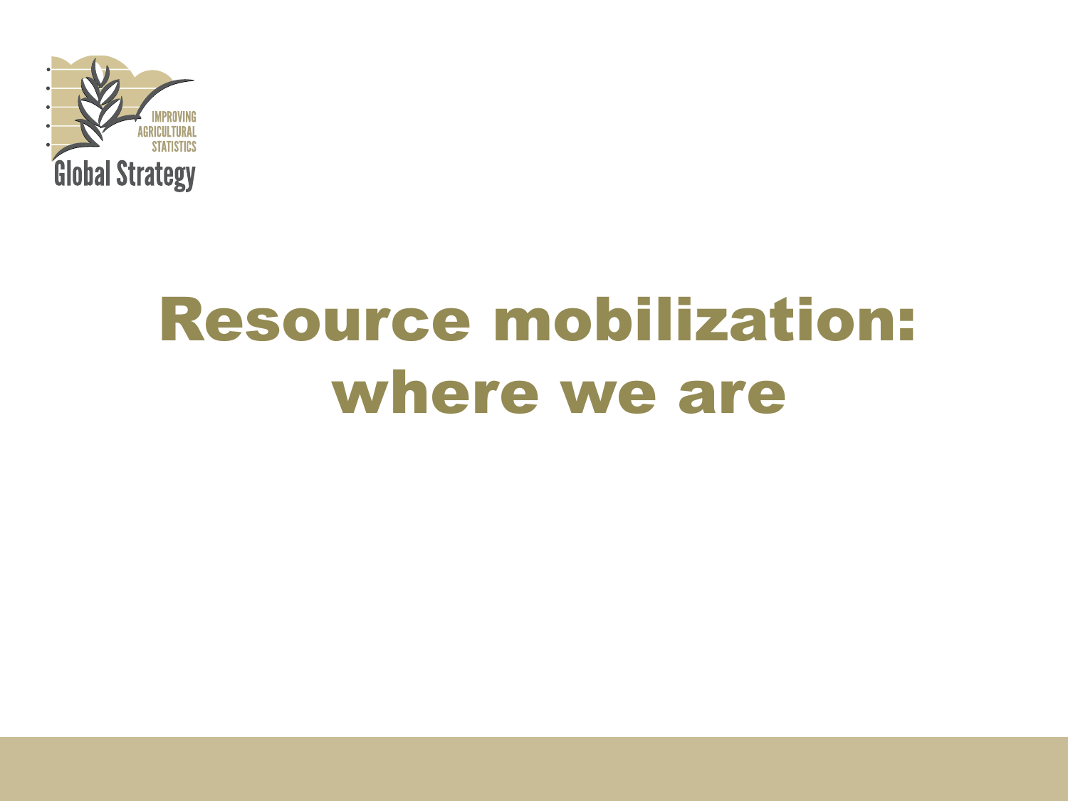# Resource mobilization: where we are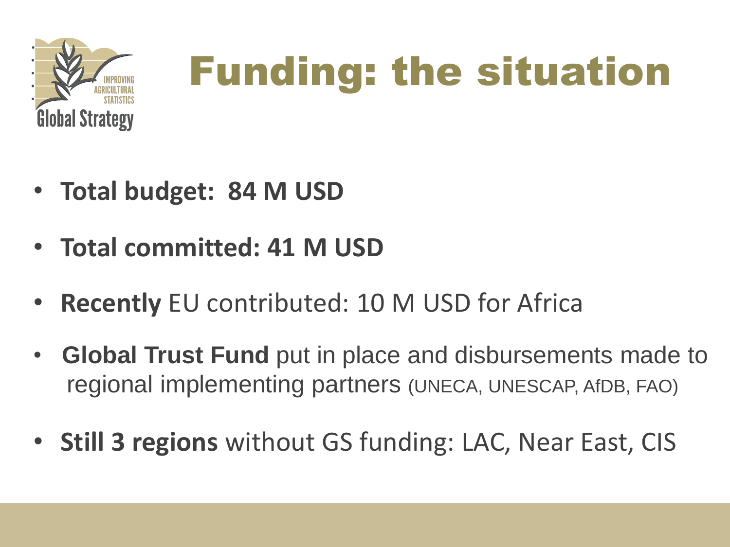# Funding: the situation

- **Total budget: 84 M USD**
- **Total committed: 41 M USD**
- **Recently** EU contributed: 10 M USD for Africa
- **Global Trust Fund** put in place and disbursements made to regional implementing partners (UNECA, UNESCAP, AfDB, FAO)
- **Still 3 regions** without GS funding: LAC, Near East, CIS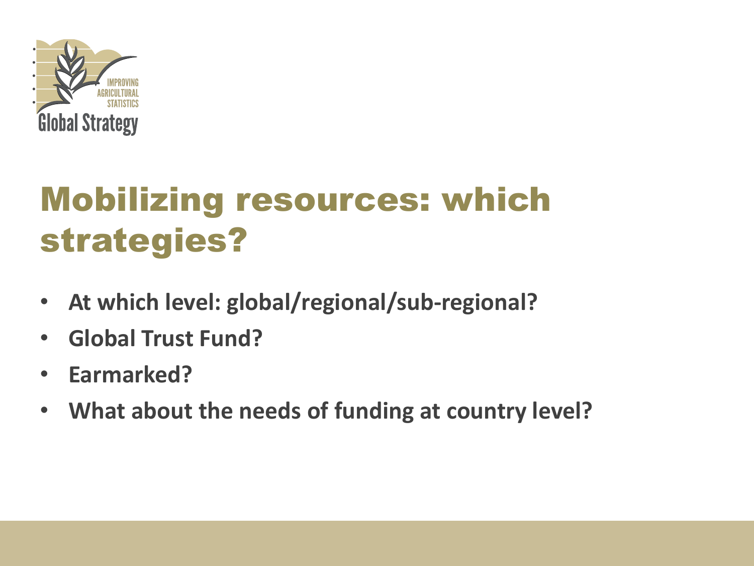# Mobilizing resources: which strategies?

- **At which level: global/regional/sub-regional?**
- **Global Trust Fund?**
- **Earmarked?**
- **What about the needs of funding at country level?**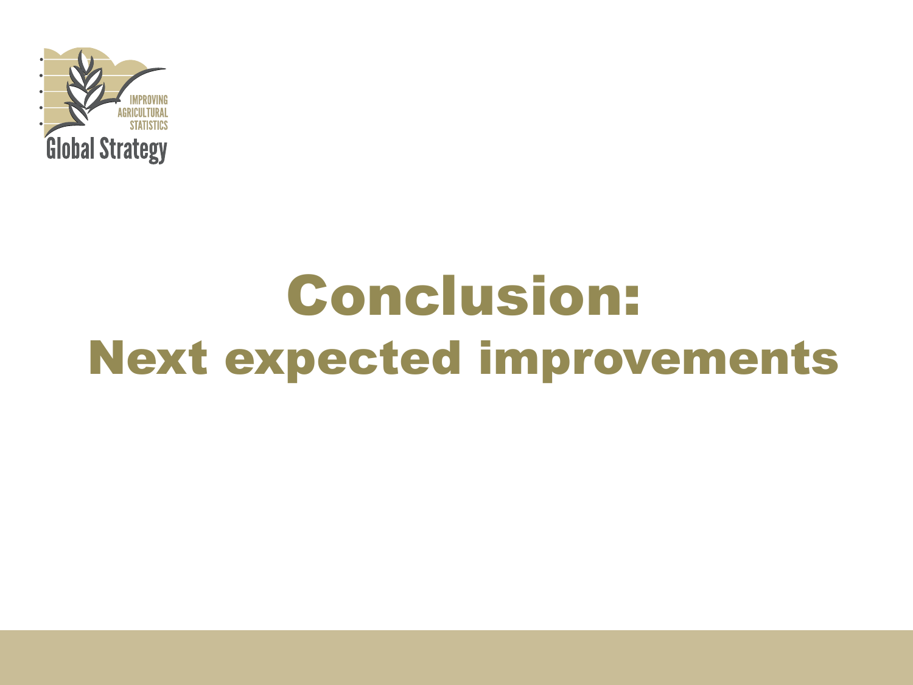# Conclusion:
## Next expected improvements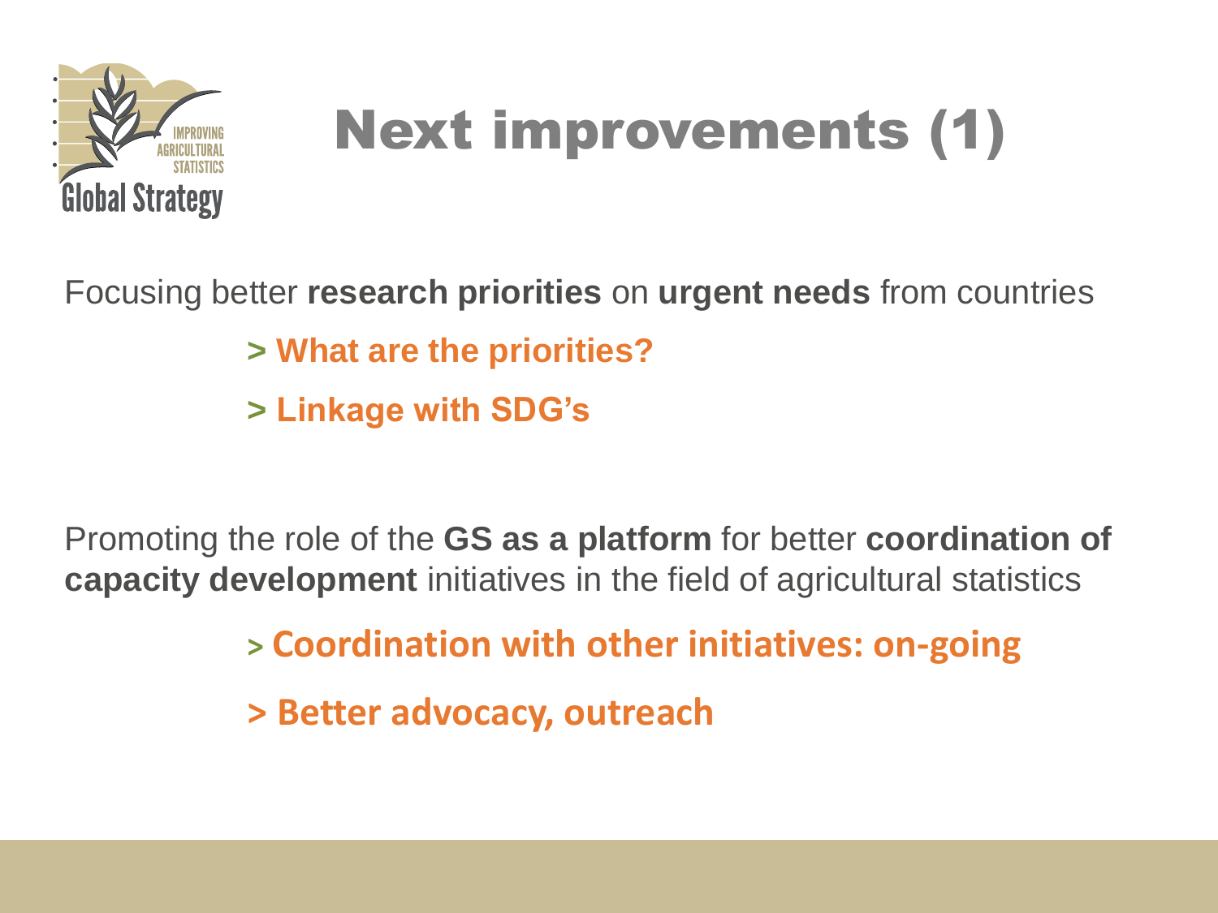# Next improvements (1)

Focusing better **research priorities** on **urgent needs** from countries

> **What are the priorities?**
>
> **Linkage with SDG's**

Promoting the role of the **GS as a platform** for better **coordination of capacity development** initiatives in the field of agricultural statistics

> **Coordination with other initiatives: on-going**
>
> **Better advocacy, outreach**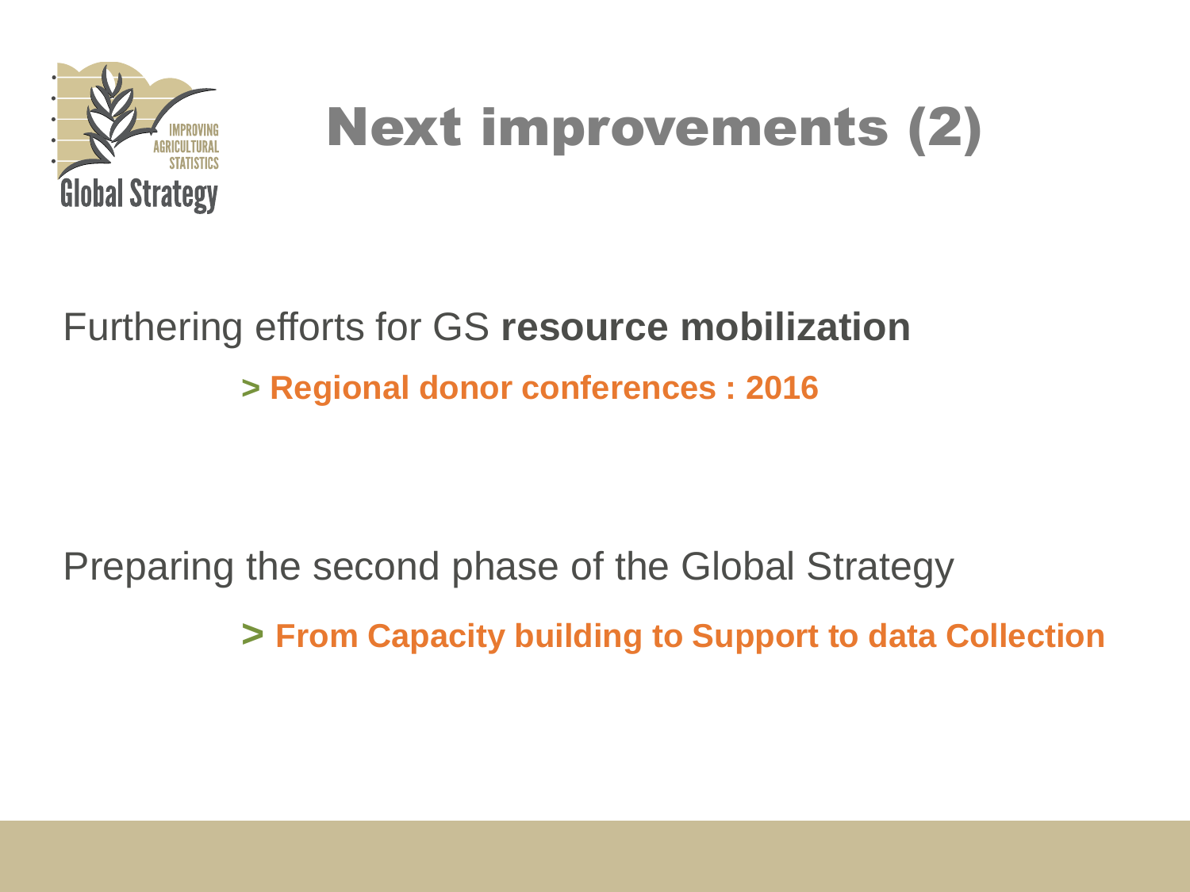# Next improvements (2)

Furthering efforts for GS **resource mobilization**

> **Regional donor conferences : 2016**

Preparing the second phase of the Global Strategy

> **From Capacity building to Support to data Collection**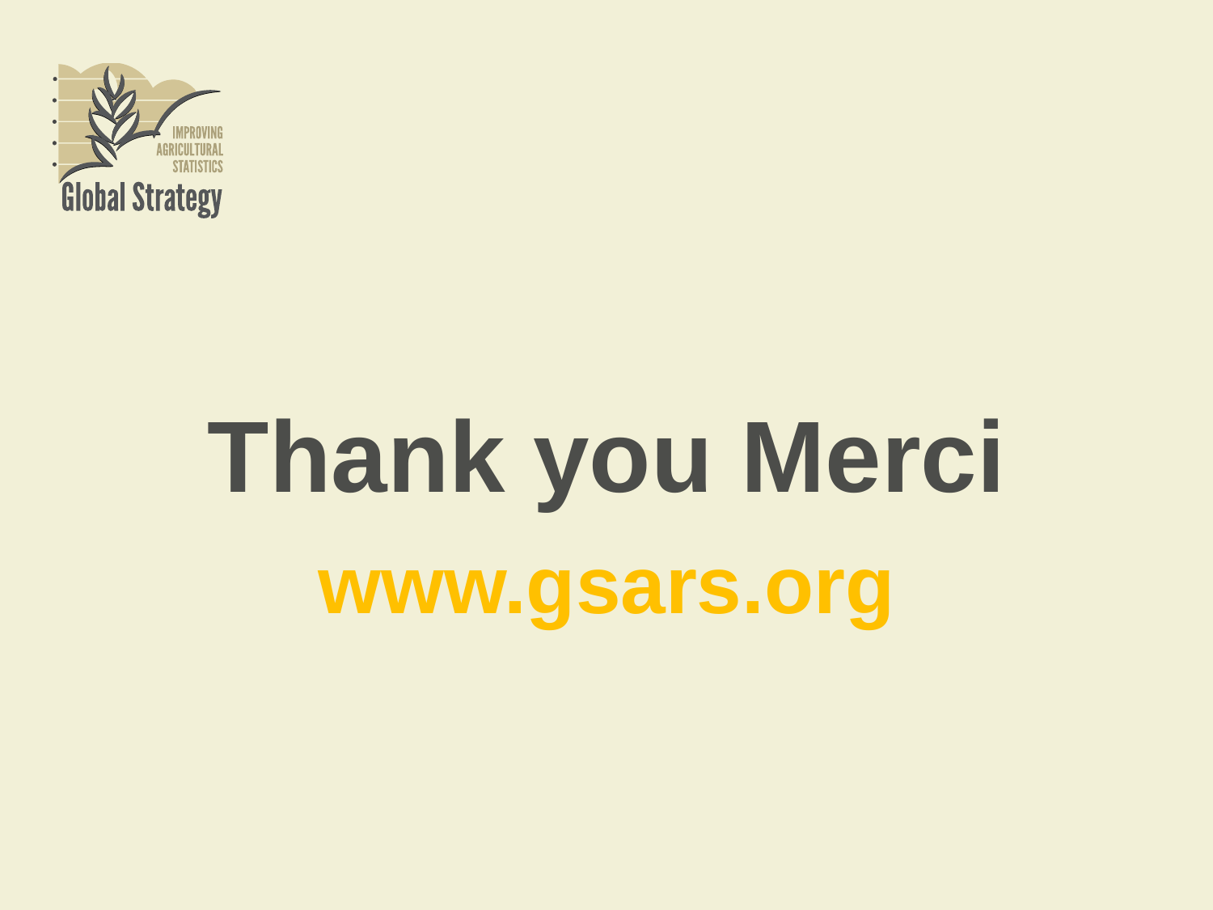IMPROVING AGRICULTURAL STATISTICS

Global Strategy

# Thank you Merci

**www.gsars.org**